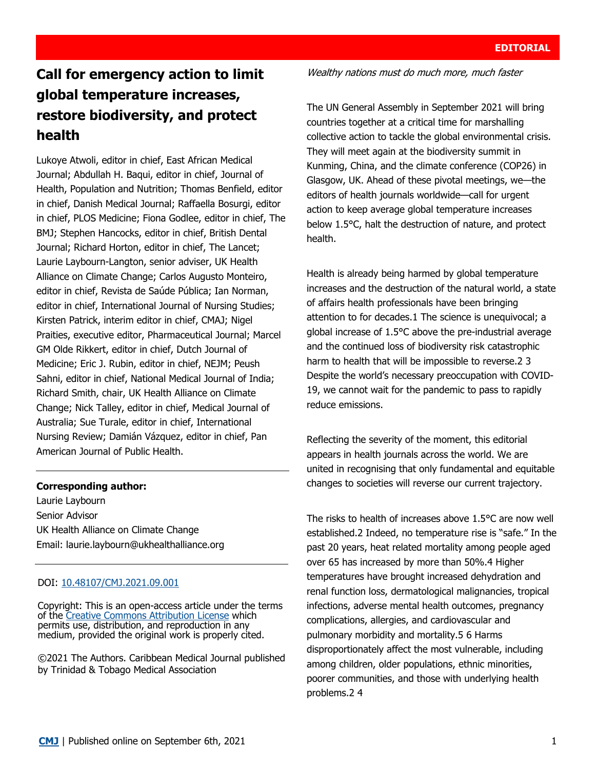EDITORIAL

# Call for emergency action to limit global temperature increases, restore biodiversity, and protect health

Lukoye Atwoli, editor in chief, East African Medical Journal; Abdullah H. Baqui, editor in chief, Journal of Health, Population and Nutrition; Thomas Benfield, editor in chief, Danish Medical Journal; Raffaella Bosurgi, editor in chief, PLOS Medicine; Fiona Godlee, editor in chief, The BMJ; Stephen Hancocks, editor in chief, British Dental Journal; Richard Horton, editor in chief, The Lancet; Laurie Laybourn-Langton, senior adviser, UK Health Alliance on Climate Change; Carlos Augusto Monteiro, editor in chief, Revista de Saúde Pública; Ian Norman, editor in chief, International Journal of Nursing Studies; Kirsten Patrick, interim editor in chief, CMAJ; Nigel Praities, executive editor, Pharmaceutical Journal; Marcel GM Olde Rikkert, editor in chief, Dutch Journal of Medicine; Eric J. Rubin, editor in chief, NEJM; Peush Sahni, editor in chief, National Medical Journal of India; Richard Smith, chair, UK Health Alliance on Climate Change; Nick Talley, editor in chief, Medical Journal of Australia; Sue Turale, editor in chief, International Nursing Review; Damián Vázquez, editor in chief, Pan American Journal of Public Health.

**Corresponding author:**
Laurie Laybourn
Senior Advisor
UK Health Alliance on Climate Change
Email: laurie.laybourn@ukhealthalliance.org

DOI: 10.48107/CMJ.2021.09.001

Copyright: This is an open-access article under the terms of the Creative Commons Attribution License which permits use, distribution, and reproduction in any medium, provided the original work is properly cited.

©2021 The Authors. Caribbean Medical Journal published by Trinidad & Tobago Medical Association

*Wealthy nations must do much more, much faster*

The UN General Assembly in September 2021 will bring countries together at a critical time for marshalling collective action to tackle the global environmental crisis. They will meet again at the biodiversity summit in Kunming, China, and the climate conference (COP26) in Glasgow, UK. Ahead of these pivotal meetings, we—the editors of health journals worldwide—call for urgent action to keep average global temperature increases below 1.5°C, halt the destruction of nature, and protect health.

Health is already being harmed by global temperature increases and the destruction of the natural world, a state of affairs health professionals have been bringing attention to for decades.1 The science is unequivocal; a global increase of 1.5°C above the pre-industrial average and the continued loss of biodiversity risk catastrophic harm to health that will be impossible to reverse.2 3 Despite the world's necessary preoccupation with COVID-19, we cannot wait for the pandemic to pass to rapidly reduce emissions.

Reflecting the severity of the moment, this editorial appears in health journals across the world. We are united in recognising that only fundamental and equitable changes to societies will reverse our current trajectory.

The risks to health of increases above 1.5°C are now well established.2 Indeed, no temperature rise is "safe." In the past 20 years, heat related mortality among people aged over 65 has increased by more than 50%.4 Higher temperatures have brought increased dehydration and renal function loss, dermatological malignancies, tropical infections, adverse mental health outcomes, pregnancy complications, allergies, and cardiovascular and pulmonary morbidity and mortality.5 6 Harms disproportionately affect the most vulnerable, including among children, older populations, ethnic minorities, poorer communities, and those with underlying health problems.2 4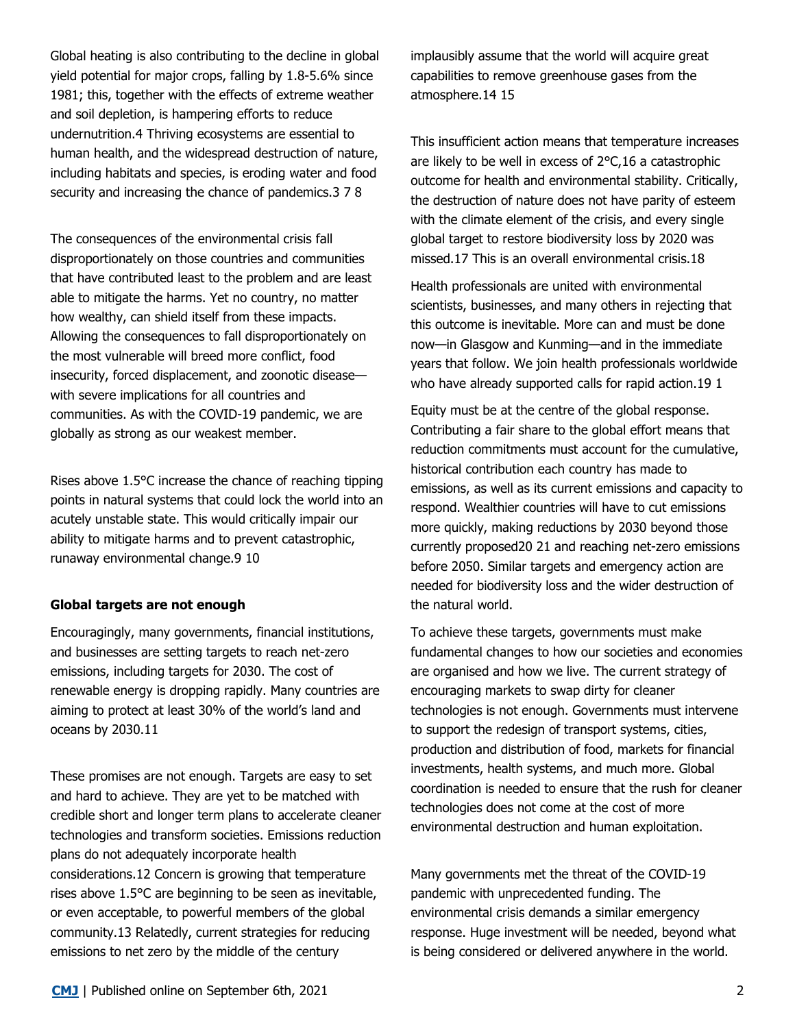Global heating is also contributing to the decline in global yield potential for major crops, falling by 1.8-5.6% since 1981; this, together with the effects of extreme weather and soil depletion, is hampering efforts to reduce undernutrition.[4] Thriving ecosystems are essential to human health, and the widespread destruction of nature, including habitats and species, is eroding water and food security and increasing the chance of pandemics.[3 7 8]

The consequences of the environmental crisis fall disproportionately on those countries and communities that have contributed least to the problem and are least able to mitigate the harms. Yet no country, no matter how wealthy, can shield itself from these impacts. Allowing the consequences to fall disproportionately on the most vulnerable will breed more conflict, food insecurity, forced displacement, and zoonotic disease—with severe implications for all countries and communities. As with the COVID-19 pandemic, we are globally as strong as our weakest member.

Rises above 1.5°C increase the chance of reaching tipping points in natural systems that could lock the world into an acutely unstable state. This would critically impair our ability to mitigate harms and to prevent catastrophic, runaway environmental change.[9 10]

**Global targets are not enough**

Encouragingly, many governments, financial institutions, and businesses are setting targets to reach net-zero emissions, including targets for 2030. The cost of renewable energy is dropping rapidly. Many countries are aiming to protect at least 30% of the world's land and oceans by 2030.[11]

These promises are not enough. Targets are easy to set and hard to achieve. They are yet to be matched with credible short and longer term plans to accelerate cleaner technologies and transform societies. Emissions reduction plans do not adequately incorporate health considerations.[12] Concern is growing that temperature rises above 1.5°C are beginning to be seen as inevitable, or even acceptable, to powerful members of the global community.[13] Relatedly, current strategies for reducing emissions to net zero by the middle of the century implausibly assume that the world will acquire great capabilities to remove greenhouse gases from the atmosphere.[14 15]

This insufficient action means that temperature increases are likely to be well in excess of 2°C,[16] a catastrophic outcome for health and environmental stability. Critically, the destruction of nature does not have parity of esteem with the climate element of the crisis, and every single global target to restore biodiversity loss by 2020 was missed.[17] This is an overall environmental crisis.[18]

Health professionals are united with environmental scientists, businesses, and many others in rejecting that this outcome is inevitable. More can and must be done now—in Glasgow and Kunming—and in the immediate years that follow. We join health professionals worldwide who have already supported calls for rapid action.[19 1]

Equity must be at the centre of the global response. Contributing a fair share to the global effort means that reduction commitments must account for the cumulative, historical contribution each country has made to emissions, as well as its current emissions and capacity to respond. Wealthier countries will have to cut emissions more quickly, making reductions by 2030 beyond those currently proposed[20 21] and reaching net-zero emissions before 2050. Similar targets and emergency action are needed for biodiversity loss and the wider destruction of the natural world.

To achieve these targets, governments must make fundamental changes to how our societies and economies are organised and how we live. The current strategy of encouraging markets to swap dirty for cleaner technologies is not enough. Governments must intervene to support the redesign of transport systems, cities, production and distribution of food, markets for financial investments, health systems, and much more. Global coordination is needed to ensure that the rush for cleaner technologies does not come at the cost of more environmental destruction and human exploitation.

Many governments met the threat of the COVID-19 pandemic with unprecedented funding. The environmental crisis demands a similar emergency response. Huge investment will be needed, beyond what is being considered or delivered anywhere in the world.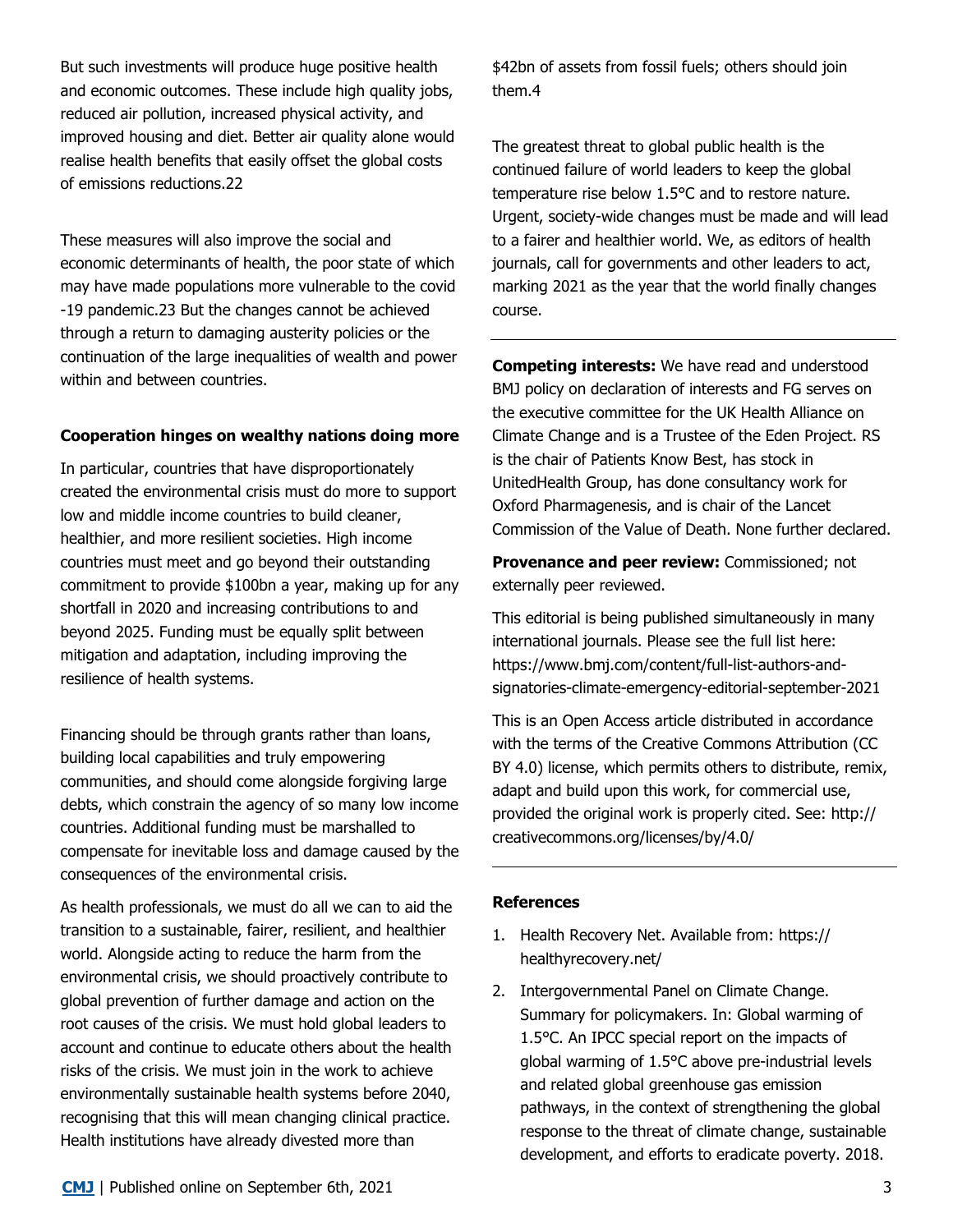But such investments will produce huge positive health and economic outcomes. These include high quality jobs, reduced air pollution, increased physical activity, and improved housing and diet. Better air quality alone would realise health benefits that easily offset the global costs of emissions reductions.[22]

These measures will also improve the social and economic determinants of health, the poor state of which may have made populations more vulnerable to the covid-19 pandemic.[23] But the changes cannot be achieved through a return to damaging austerity policies or the continuation of the large inequalities of wealth and power within and between countries.

### Cooperation hinges on wealthy nations doing more

In particular, countries that have disproportionately created the environmental crisis must do more to support low and middle income countries to build cleaner, healthier, and more resilient societies. High income countries must meet and go beyond their outstanding commitment to provide $100bn a year, making up for any shortfall in 2020 and increasing contributions to and beyond 2025. Funding must be equally split between mitigation and adaptation, including improving the resilience of health systems.

Financing should be through grants rather than loans, building local capabilities and truly empowering communities, and should come alongside forgiving large debts, which constrain the agency of so many low income countries. Additional funding must be marshalled to compensate for inevitable loss and damage caused by the consequences of the environmental crisis.

As health professionals, we must do all we can to aid the transition to a sustainable, fairer, resilient, and healthier world. Alongside acting to reduce the harm from the environmental crisis, we should proactively contribute to global prevention of further damage and action on the root causes of the crisis. We must hold global leaders to account and continue to educate others about the health risks of the crisis. We must join in the work to achieve environmentally sustainable health systems before 2040, recognising that this will mean changing clinical practice. Health institutions have already divested more than $42bn of assets from fossil fuels; others should join them.[4]

The greatest threat to global public health is the continued failure of world leaders to keep the global temperature rise below 1.5°C and to restore nature. Urgent, society-wide changes must be made and will lead to a fairer and healthier world. We, as editors of health journals, call for governments and other leaders to act, marking 2021 as the year that the world finally changes course.

---

**Competing interests:** We have read and understood BMJ policy on declaration of interests and FG serves on the executive committee for the UK Health Alliance on Climate Change and is a Trustee of the Eden Project. RS is the chair of Patients Know Best, has stock in UnitedHealth Group, has done consultancy work for Oxford Pharmagenesis, and is chair of the Lancet Commission of the Value of Death. None further declared.

**Provenance and peer review:** Commissioned; not externally peer reviewed.

This editorial is being published simultaneously in many international journals. Please see the full list here: https://www.bmj.com/content/full-list-authors-and-signatories-climate-emergency-editorial-september-2021

This is an Open Access article distributed in accordance with the terms of the Creative Commons Attribution (CC BY 4.0) license, which permits others to distribute, remix, adapt and build upon this work, for commercial use, provided the original work is properly cited. See: http://creativecommons.org/licenses/by/4.0/

---

### References

1. Health Recovery Net. Available from: https://healthyrecovery.net/
2. Intergovernmental Panel on Climate Change. Summary for policymakers. In: Global warming of 1.5°C. An IPCC special report on the impacts of global warming of 1.5°C above pre-industrial levels and related global greenhouse gas emission pathways, in the context of strengthening the global response to the threat of climate change, sustainable development, and efforts to eradicate poverty. 2018.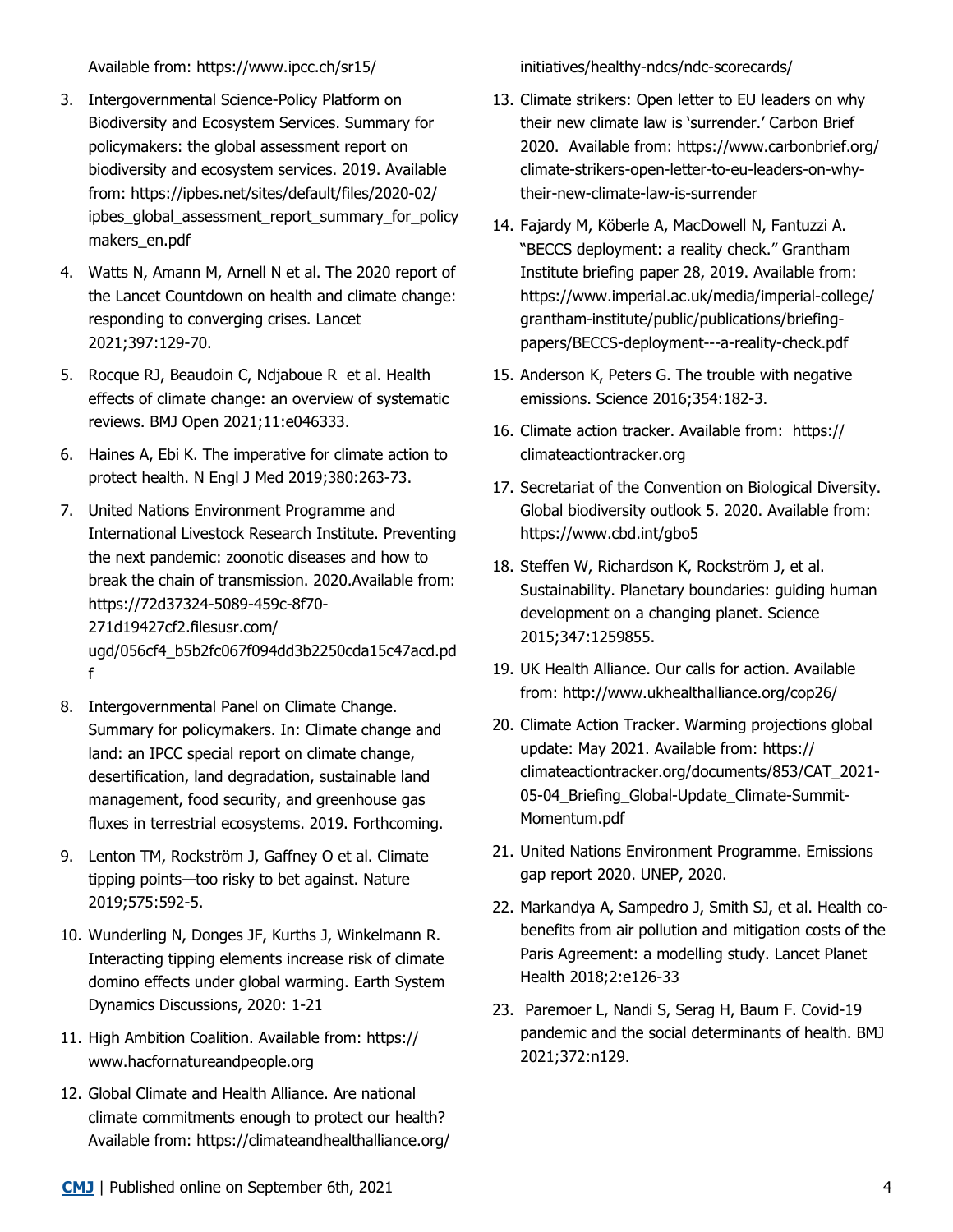Available from: https://www.ipcc.ch/sr15/

3. Intergovernmental Science-Policy Platform on Biodiversity and Ecosystem Services. Summary for policymakers: the global assessment report on biodiversity and ecosystem services. 2019. Available from: https://ipbes.net/sites/default/files/2020-02/ipbes_global_assessment_report_summary_for_policymakers_en.pdf
4. Watts N, Amann M, Arnell N et al. The 2020 report of the Lancet Countdown on health and climate change: responding to converging crises. Lancet 2021;397:129-70.
5. Rocque RJ, Beaudoin C, Ndjaboue R et al. Health effects of climate change: an overview of systematic reviews. BMJ Open 2021;11:e046333.
6. Haines A, Ebi K. The imperative for climate action to protect health. N Engl J Med 2019;380:263-73.
7. United Nations Environment Programme and International Livestock Research Institute. Preventing the next pandemic: zoonotic diseases and how to break the chain of transmission. 2020.Available from: https://72d37324-5089-459c-8f70-271d19427cf2.filesusr.com/ugd/056cf4_b5b2fc067f094dd3b2250cda15c47acd.pdf
8. Intergovernmental Panel on Climate Change. Summary for policymakers. In: Climate change and land: an IPCC special report on climate change, desertification, land degradation, sustainable land management, food security, and greenhouse gas fluxes in terrestrial ecosystems. 2019. Forthcoming.
9. Lenton TM, Rockström J, Gaffney O et al. Climate tipping points—too risky to bet against. Nature 2019;575:592-5.
10. Wunderling N, Donges JF, Kurths J, Winkelmann R. Interacting tipping elements increase risk of climate domino effects under global warming. Earth System Dynamics Discussions, 2020: 1-21
11. High Ambition Coalition. Available from: https://www.hacfornatureandpeople.org
12. Global Climate and Health Alliance. Are national climate commitments enough to protect our health? Available from: https://climateandhealthalliance.org/initiatives/healthy-ndcs/ndc-scorecards/
13. Climate strikers: Open letter to EU leaders on why their new climate law is 'surrender.' Carbon Brief 2020. Available from: https://www.carbonbrief.org/climate-strikers-open-letter-to-eu-leaders-on-why-their-new-climate-law-is-surrender
14. Fajardy M, Köberle A, MacDowell N, Fantuzzi A. "BECCS deployment: a reality check." Grantham Institute briefing paper 28, 2019. Available from: https://www.imperial.ac.uk/media/imperial-college/grantham-institute/public/publications/briefing-papers/BECCS-deployment---a-reality-check.pdf
15. Anderson K, Peters G. The trouble with negative emissions. Science 2016;354:182-3.
16. Climate action tracker. Available from: https://climateactiontracker.org
17. Secretariat of the Convention on Biological Diversity. Global biodiversity outlook 5. 2020. Available from: https://www.cbd.int/gbo5
18. Steffen W, Richardson K, Rockström J, et al. Sustainability. Planetary boundaries: guiding human development on a changing planet. Science 2015;347:1259855.
19. UK Health Alliance. Our calls for action. Available from: http://www.ukhealthalliance.org/cop26/
20. Climate Action Tracker. Warming projections global update: May 2021. Available from: https://climateactiontracker.org/documents/853/CAT_2021-05-04_Briefing_Global-Update_Climate-Summit-Momentum.pdf
21. United Nations Environment Programme. Emissions gap report 2020. UNEP, 2020.
22. Markandya A, Sampedro J, Smith SJ, et al. Health co-benefits from air pollution and mitigation costs of the Paris Agreement: a modelling study. Lancet Planet Health 2018;2:e126-33
23. Paremoer L, Nandi S, Serag H, Baum F. Covid-19 pandemic and the social determinants of health. BMJ 2021;372:n129.